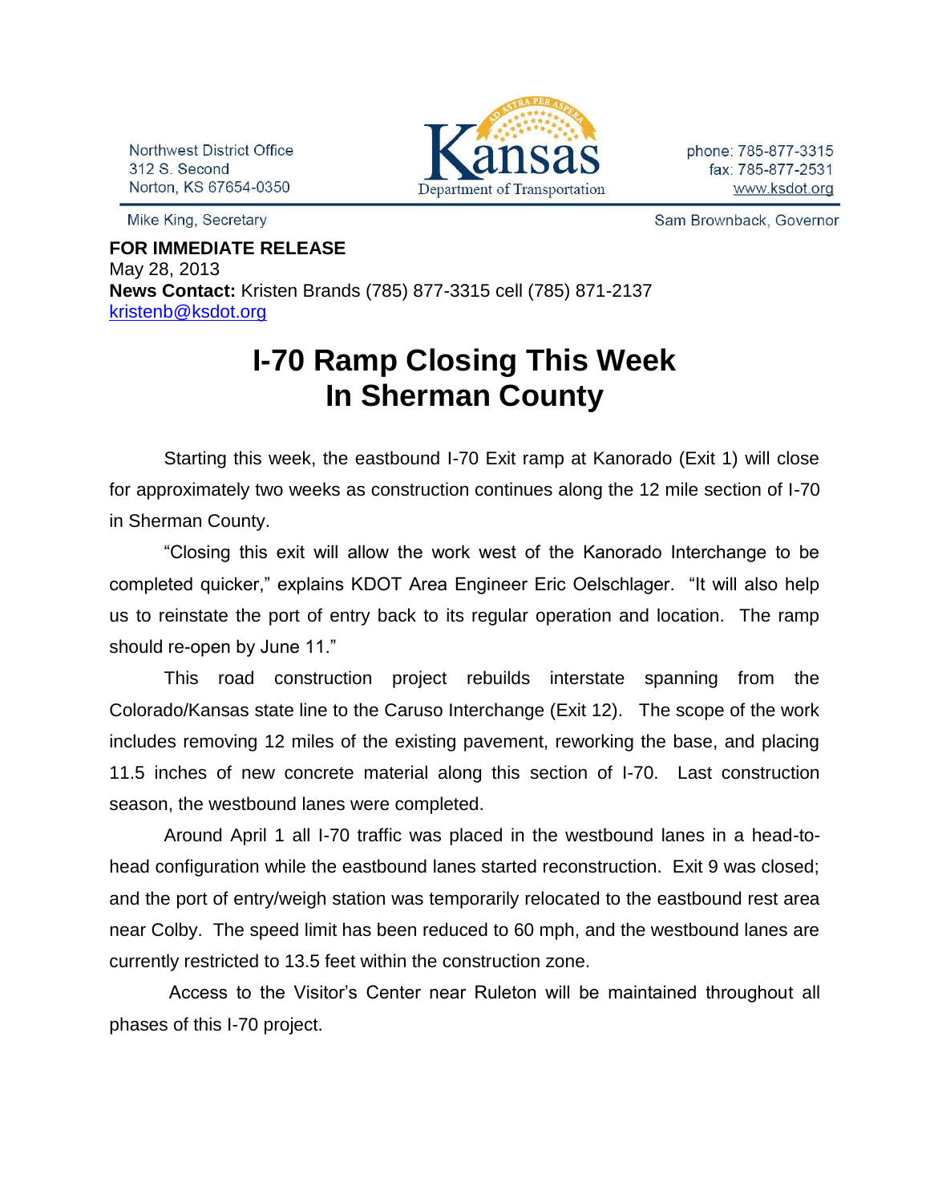Northwest District Office
312 S. Second
Norton, KS 67654-0350

Kansas Department of Transportation

phone: 785-877-3315
fax: 785-877-2531
www.ksdot.org

Mike King, Secretary

Sam Brownback, Governor

**FOR IMMEDIATE RELEASE**
May 28, 2013
**News Contact:** Kristen Brands (785) 877-3315 cell (785) 871-2137
kristenb@ksdot.org

# I-70 Ramp Closing This Week In Sherman County

Starting this week, the eastbound I-70 Exit ramp at Kanorado (Exit 1) will close for approximately two weeks as construction continues along the 12 mile section of I-70 in Sherman County.

"Closing this exit will allow the work west of the Kanorado Interchange to be completed quicker," explains KDOT Area Engineer Eric Oelschlager. "It will also help us to reinstate the port of entry back to its regular operation and location. The ramp should re-open by June 11."

This road construction project rebuilds interstate spanning from the Colorado/Kansas state line to the Caruso Interchange (Exit 12). The scope of the work includes removing 12 miles of the existing pavement, reworking the base, and placing 11.5 inches of new concrete material along this section of I-70. Last construction season, the westbound lanes were completed.

Around April 1 all I-70 traffic was placed in the westbound lanes in a head-to-head configuration while the eastbound lanes started reconstruction. Exit 9 was closed; and the port of entry/weigh station was temporarily relocated to the eastbound rest area near Colby. The speed limit has been reduced to 60 mph, and the westbound lanes are currently restricted to 13.5 feet within the construction zone.

Access to the Visitor's Center near Ruleton will be maintained throughout all phases of this I-70 project.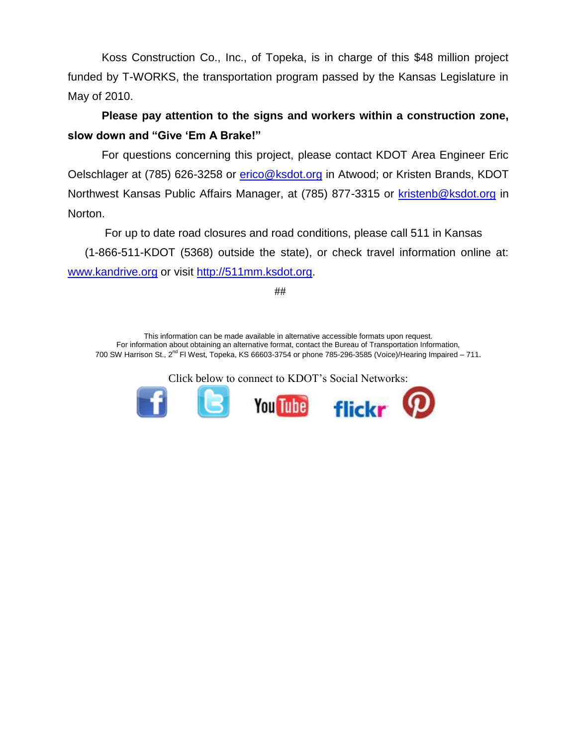Koss Construction Co., Inc., of Topeka, is in charge of this $48 million project funded by T-WORKS, the transportation program passed by the Kansas Legislature in May of 2010.

**Please pay attention to the signs and workers within a construction zone, slow down and "Give 'Em A Brake!"**

For questions concerning this project, please contact KDOT Area Engineer Eric Oelschlager at (785) 626-3258 or erico@ksdot.org in Atwood; or Kristen Brands, KDOT Northwest Kansas Public Affairs Manager, at (785) 877-3315 or kristenb@ksdot.org in Norton.

For up to date road closures and road conditions, please call 511 in Kansas (1-866-511-KDOT (5368) outside the state), or check travel information online at: www.kandrive.org or visit http://511mm.ksdot.org.

##

This information can be made available in alternative accessible formats upon request.
For information about obtaining an alternative format, contact the Bureau of Transportation Information,
700 SW Harrison St., 2nd Fl West, Topeka, KS 66603-3754 or phone 785-296-3585 (Voice)/Hearing Impaired – 711.

Click below to connect to KDOT's Social Networks: